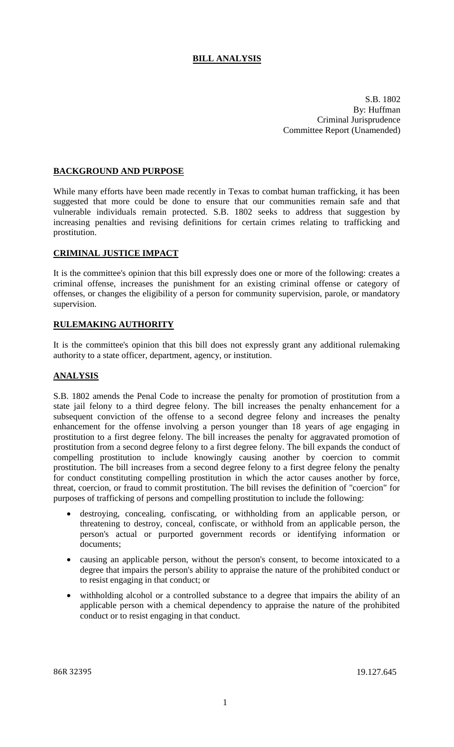**BILL ANALYSIS**

S.B. 1802
By: Huffman
Criminal Jurisprudence
Committee Report (Unamended)

## BACKGROUND AND PURPOSE

While many efforts have been made recently in Texas to combat human trafficking, it has been suggested that more could be done to ensure that our communities remain safe and that vulnerable individuals remain protected. S.B. 1802 seeks to address that suggestion by increasing penalties and revising definitions for certain crimes relating to trafficking and prostitution.

## CRIMINAL JUSTICE IMPACT

It is the committee's opinion that this bill expressly does one or more of the following: creates a criminal offense, increases the punishment for an existing criminal offense or category of offenses, or changes the eligibility of a person for community supervision, parole, or mandatory supervision.

## RULEMAKING AUTHORITY

It is the committee's opinion that this bill does not expressly grant any additional rulemaking authority to a state officer, department, agency, or institution.

## ANALYSIS

S.B. 1802 amends the Penal Code to increase the penalty for promotion of prostitution from a state jail felony to a third degree felony. The bill increases the penalty enhancement for a subsequent conviction of the offense to a second degree felony and increases the penalty enhancement for the offense involving a person younger than 18 years of age engaging in prostitution to a first degree felony. The bill increases the penalty for aggravated promotion of prostitution from a second degree felony to a first degree felony. The bill expands the conduct of compelling prostitution to include knowingly causing another by coercion to commit prostitution. The bill increases from a second degree felony to a first degree felony the penalty for conduct constituting compelling prostitution in which the actor causes another by force, threat, coercion, or fraud to commit prostitution. The bill revises the definition of "coercion" for purposes of trafficking of persons and compelling prostitution to include the following:

- destroying, concealing, confiscating, or withholding from an applicable person, or threatening to destroy, conceal, confiscate, or withhold from an applicable person, the person's actual or purported government records or identifying information or documents;
- causing an applicable person, without the person's consent, to become intoxicated to a degree that impairs the person's ability to appraise the nature of the prohibited conduct or to resist engaging in that conduct; or
- withholding alcohol or a controlled substance to a degree that impairs the ability of an applicable person with a chemical dependency to appraise the nature of the prohibited conduct or to resist engaging in that conduct.

86R 32395 19.127.645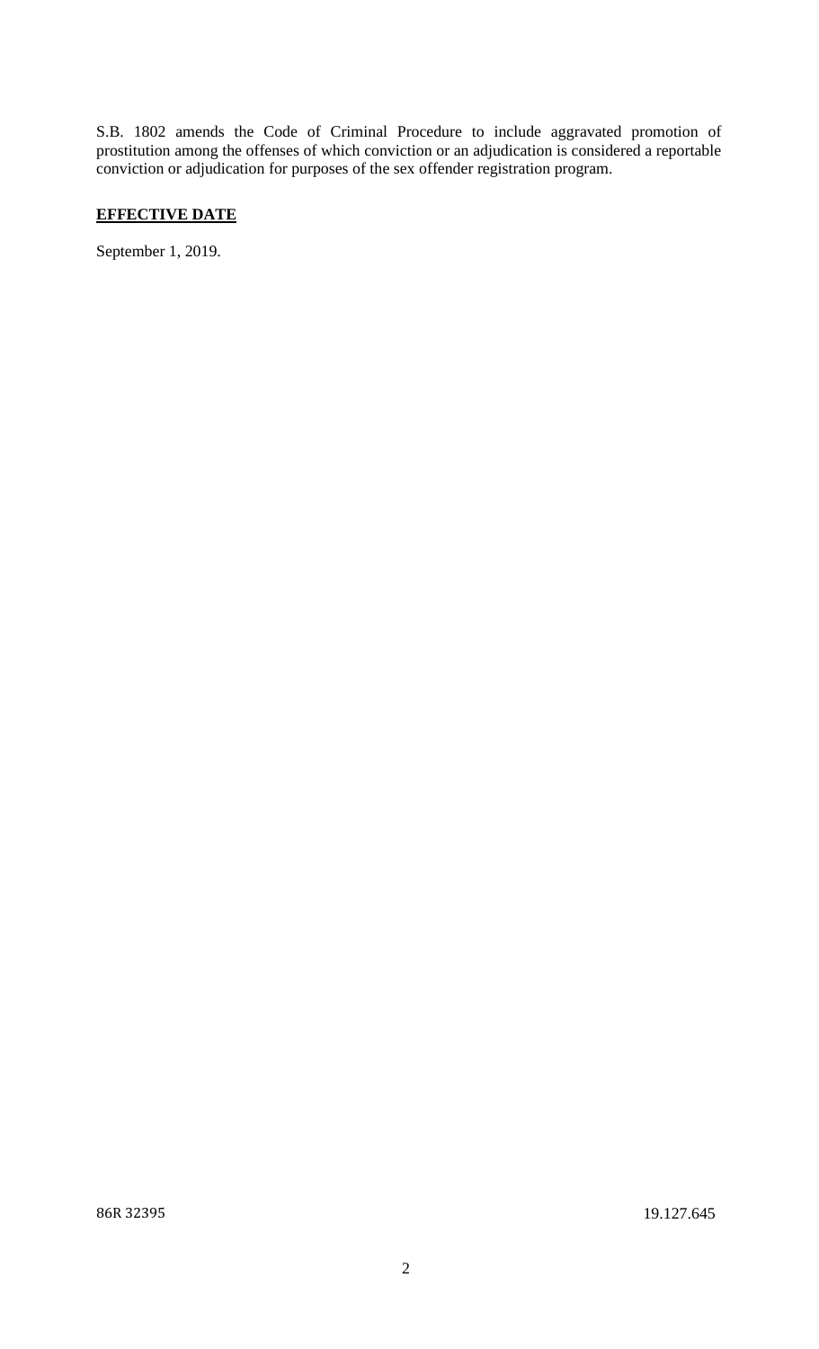S.B. 1802 amends the Code of Criminal Procedure to include aggravated promotion of prostitution among the offenses of which conviction or an adjudication is considered a reportable conviction or adjudication for purposes of the sex offender registration program.

**EFFECTIVE DATE**

September 1, 2019.

86R 32395 19.127.645